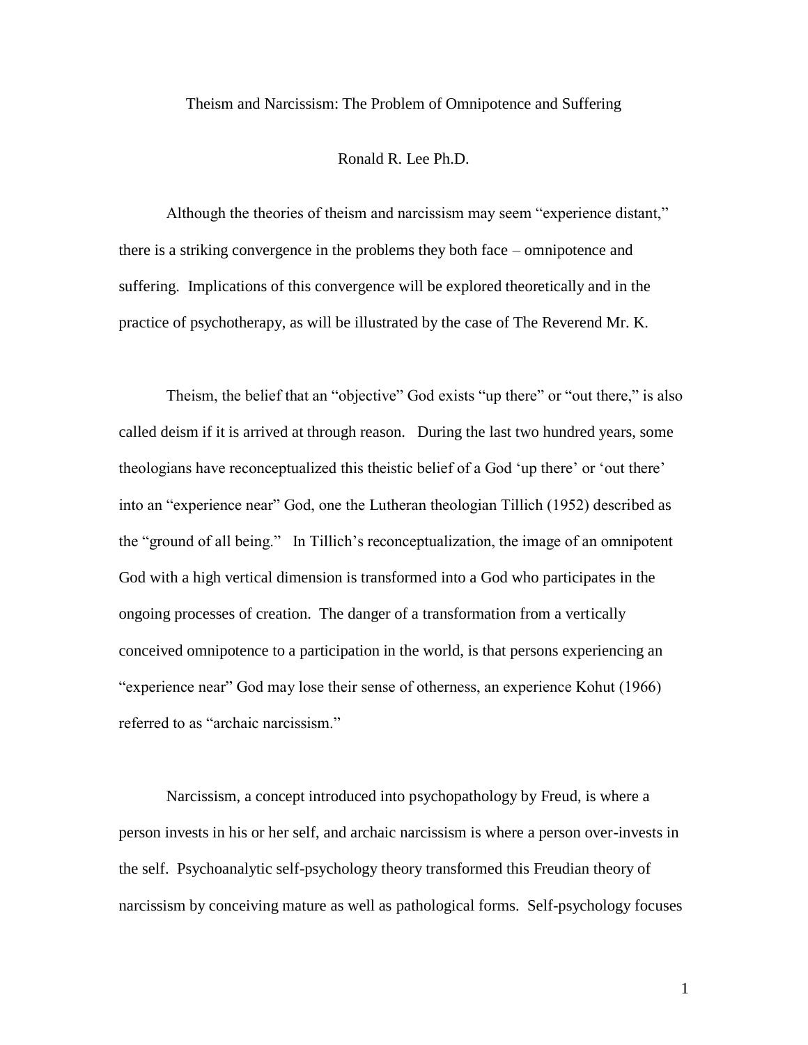# Theism and Narcissism: The Problem of Omnipotence and Suffering

Ronald R. Lee Ph.D.

Although the theories of theism and narcissism may seem "experience distant," there is a striking convergence in the problems they both face – omnipotence and suffering. Implications of this convergence will be explored theoretically and in the practice of psychotherapy, as will be illustrated by the case of The Reverend Mr. K.

Theism, the belief that an "objective" God exists "up there" or "out there," is also called deism if it is arrived at through reason. During the last two hundred years, some theologians have reconceptualized this theistic belief of a God 'up there' or 'out there' into an "experience near" God, one the Lutheran theologian Tillich (1952) described as the "ground of all being." In Tillich's reconceptualization, the image of an omnipotent God with a high vertical dimension is transformed into a God who participates in the ongoing processes of creation. The danger of a transformation from a vertically conceived omnipotence to a participation in the world, is that persons experiencing an "experience near" God may lose their sense of otherness, an experience Kohut (1966) referred to as "archaic narcissism."

Narcissism, a concept introduced into psychopathology by Freud, is where a person invests in his or her self, and archaic narcissism is where a person over-invests in the self. Psychoanalytic self-psychology theory transformed this Freudian theory of narcissism by conceiving mature as well as pathological forms. Self-psychology focuses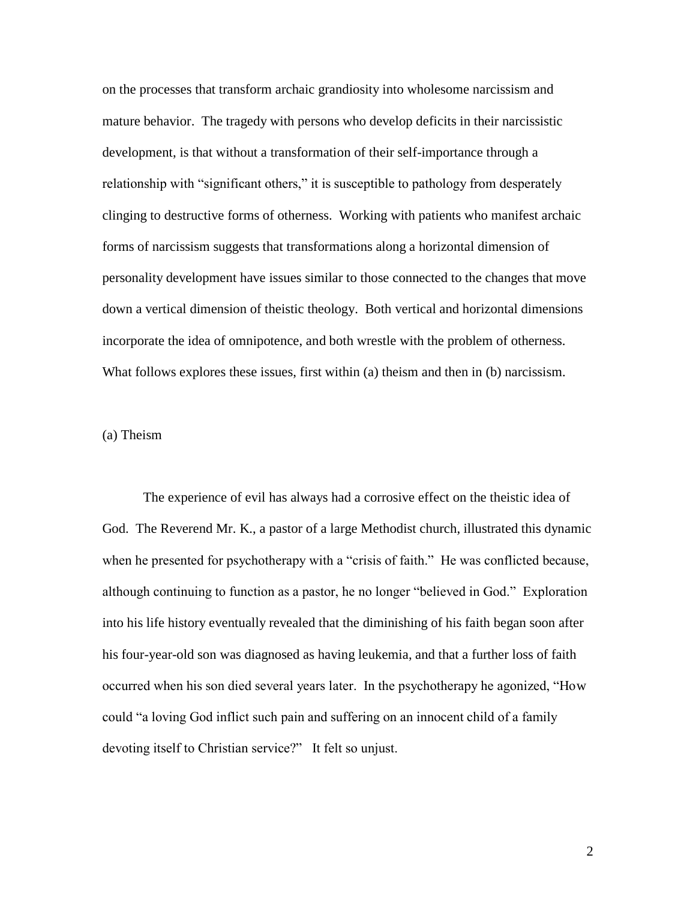on the processes that transform archaic grandiosity into wholesome narcissism and mature behavior. The tragedy with persons who develop deficits in their narcissistic development, is that without a transformation of their self-importance through a relationship with "significant others," it is susceptible to pathology from desperately clinging to destructive forms of otherness. Working with patients who manifest archaic forms of narcissism suggests that transformations along a horizontal dimension of personality development have issues similar to those connected to the changes that move down a vertical dimension of theistic theology. Both vertical and horizontal dimensions incorporate the idea of omnipotence, and both wrestle with the problem of otherness. What follows explores these issues, first within (a) theism and then in (b) narcissism.

(a) Theism

The experience of evil has always had a corrosive effect on the theistic idea of God. The Reverend Mr. K., a pastor of a large Methodist church, illustrated this dynamic when he presented for psychotherapy with a "crisis of faith." He was conflicted because, although continuing to function as a pastor, he no longer "believed in God." Exploration into his life history eventually revealed that the diminishing of his faith began soon after his four-year-old son was diagnosed as having leukemia, and that a further loss of faith occurred when his son died several years later. In the psychotherapy he agonized, "How could "a loving God inflict such pain and suffering on an innocent child of a family devoting itself to Christian service?" It felt so unjust.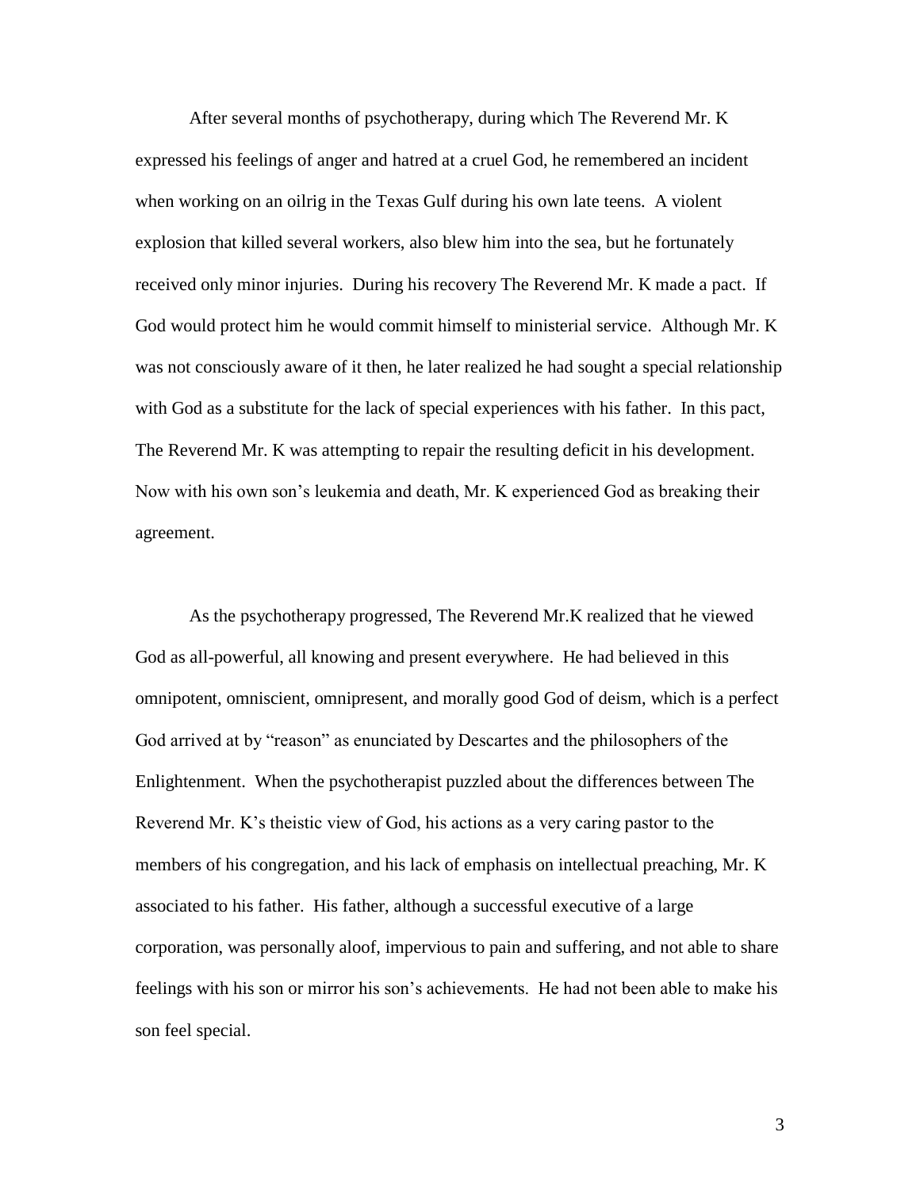After several months of psychotherapy, during which The Reverend Mr. K expressed his feelings of anger and hatred at a cruel God, he remembered an incident when working on an oilrig in the Texas Gulf during his own late teens. A violent explosion that killed several workers, also blew him into the sea, but he fortunately received only minor injuries. During his recovery The Reverend Mr. K made a pact. If God would protect him he would commit himself to ministerial service. Although Mr. K was not consciously aware of it then, he later realized he had sought a special relationship with God as a substitute for the lack of special experiences with his father. In this pact, The Reverend Mr. K was attempting to repair the resulting deficit in his development. Now with his own son's leukemia and death, Mr. K experienced God as breaking their agreement.

As the psychotherapy progressed, The Reverend Mr.K realized that he viewed God as all-powerful, all knowing and present everywhere. He had believed in this omnipotent, omniscient, omnipresent, and morally good God of deism, which is a perfect God arrived at by "reason" as enunciated by Descartes and the philosophers of the Enlightenment. When the psychotherapist puzzled about the differences between The Reverend Mr. K's theistic view of God, his actions as a very caring pastor to the members of his congregation, and his lack of emphasis on intellectual preaching, Mr. K associated to his father. His father, although a successful executive of a large corporation, was personally aloof, impervious to pain and suffering, and not able to share feelings with his son or mirror his son's achievements. He had not been able to make his son feel special.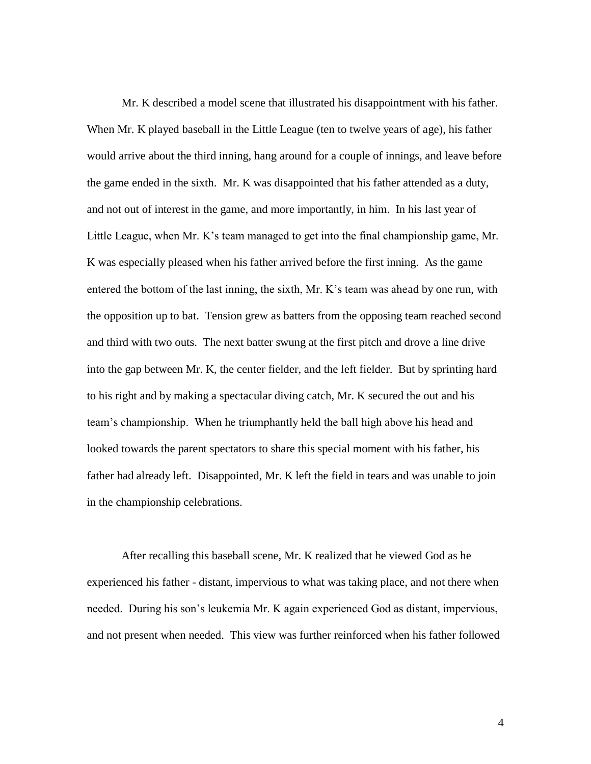Mr. K described a model scene that illustrated his disappointment with his father. When Mr. K played baseball in the Little League (ten to twelve years of age), his father would arrive about the third inning, hang around for a couple of innings, and leave before the game ended in the sixth. Mr. K was disappointed that his father attended as a duty, and not out of interest in the game, and more importantly, in him. In his last year of Little League, when Mr. K's team managed to get into the final championship game, Mr. K was especially pleased when his father arrived before the first inning. As the game entered the bottom of the last inning, the sixth, Mr. K's team was ahead by one run, with the opposition up to bat. Tension grew as batters from the opposing team reached second and third with two outs. The next batter swung at the first pitch and drove a line drive into the gap between Mr. K, the center fielder, and the left fielder. But by sprinting hard to his right and by making a spectacular diving catch, Mr. K secured the out and his team's championship. When he triumphantly held the ball high above his head and looked towards the parent spectators to share this special moment with his father, his father had already left. Disappointed, Mr. K left the field in tears and was unable to join in the championship celebrations.

After recalling this baseball scene, Mr. K realized that he viewed God as he experienced his father - distant, impervious to what was taking place, and not there when needed. During his son's leukemia Mr. K again experienced God as distant, impervious, and not present when needed. This view was further reinforced when his father followed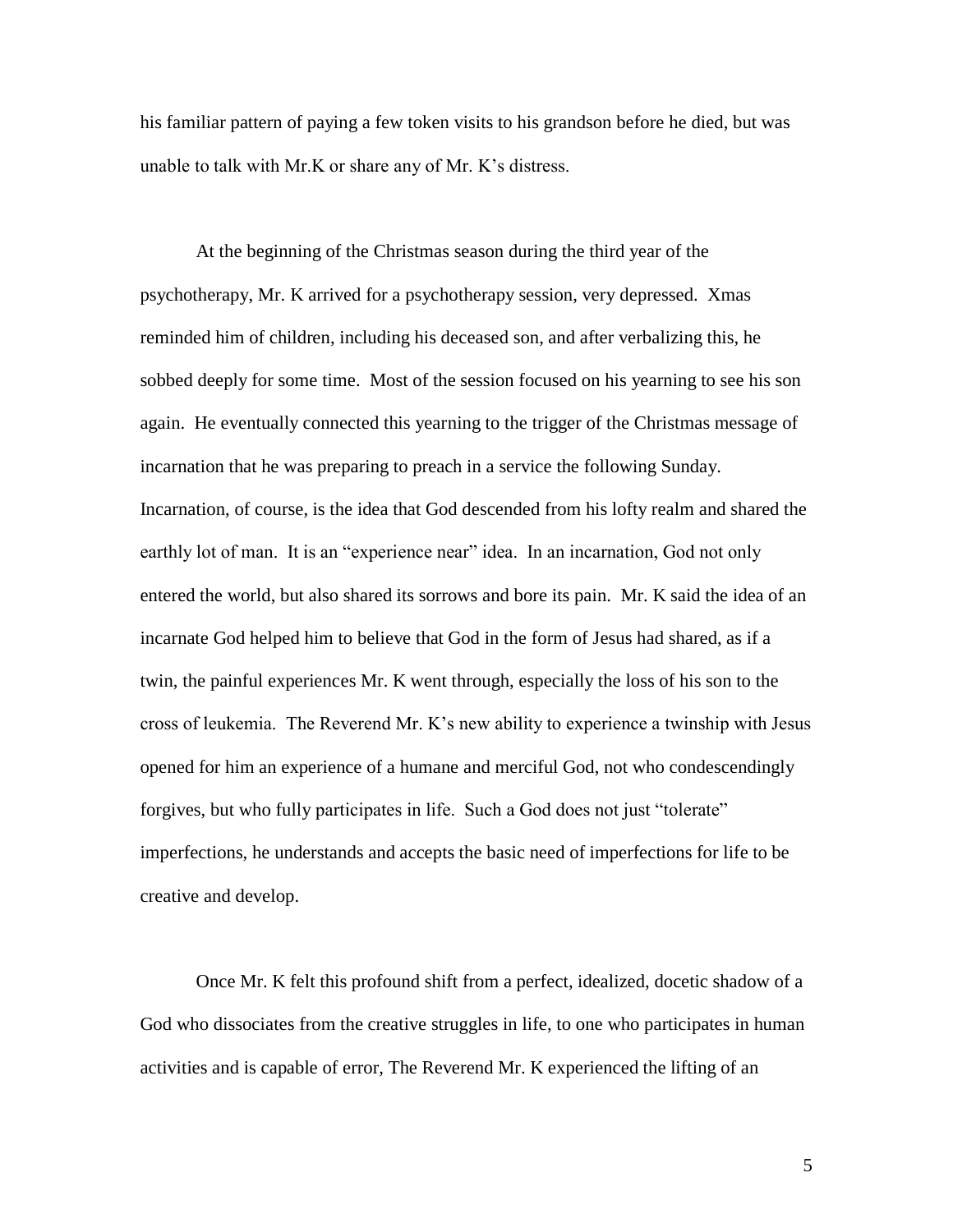his familiar pattern of paying a few token visits to his grandson before he died, but was unable to talk with Mr.K or share any of Mr. K's distress.

At the beginning of the Christmas season during the third year of the psychotherapy, Mr. K arrived for a psychotherapy session, very depressed. Xmas reminded him of children, including his deceased son, and after verbalizing this, he sobbed deeply for some time. Most of the session focused on his yearning to see his son again. He eventually connected this yearning to the trigger of the Christmas message of incarnation that he was preparing to preach in a service the following Sunday. Incarnation, of course, is the idea that God descended from his lofty realm and shared the earthly lot of man. It is an "experience near" idea. In an incarnation, God not only entered the world, but also shared its sorrows and bore its pain. Mr. K said the idea of an incarnate God helped him to believe that God in the form of Jesus had shared, as if a twin, the painful experiences Mr. K went through, especially the loss of his son to the cross of leukemia. The Reverend Mr. K's new ability to experience a twinship with Jesus opened for him an experience of a humane and merciful God, not who condescendingly forgives, but who fully participates in life. Such a God does not just "tolerate" imperfections, he understands and accepts the basic need of imperfections for life to be creative and develop.

Once Mr. K felt this profound shift from a perfect, idealized, docetic shadow of a God who dissociates from the creative struggles in life, to one who participates in human activities and is capable of error, The Reverend Mr. K experienced the lifting of an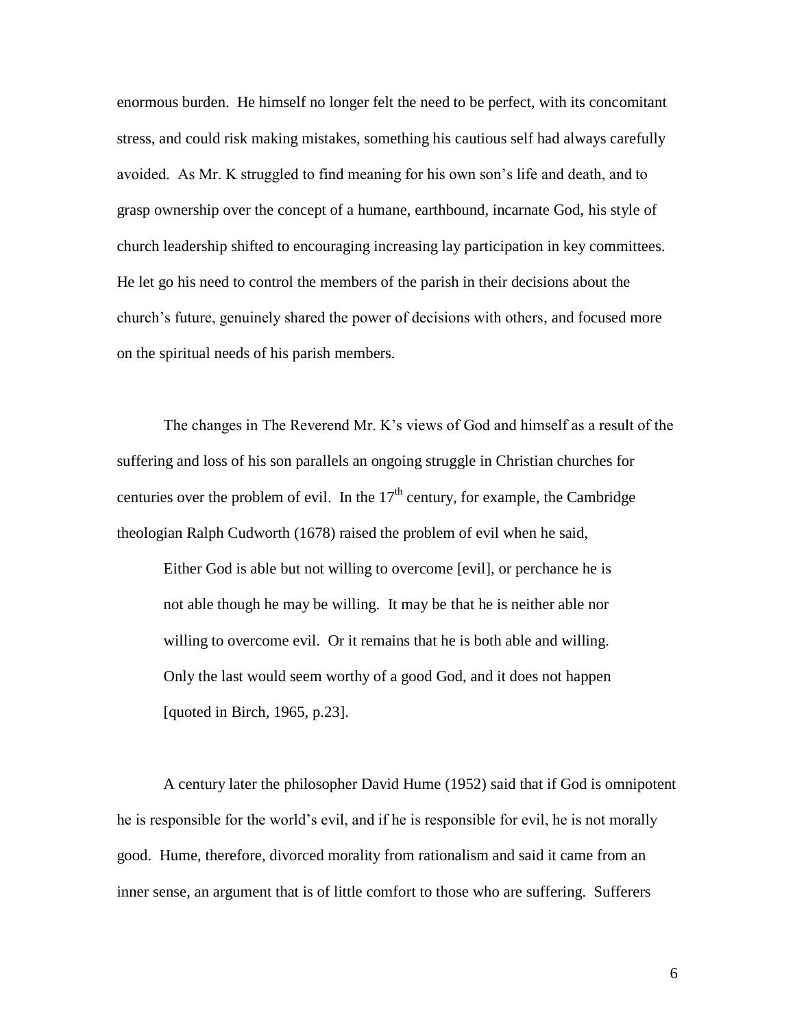enormous burden. He himself no longer felt the need to be perfect, with its concomitant stress, and could risk making mistakes, something his cautious self had always carefully avoided. As Mr. K struggled to find meaning for his own son's life and death, and to grasp ownership over the concept of a humane, earthbound, incarnate God, his style of church leadership shifted to encouraging increasing lay participation in key committees. He let go his need to control the members of the parish in their decisions about the church's future, genuinely shared the power of decisions with others, and focused more on the spiritual needs of his parish members.

The changes in The Reverend Mr. K's views of God and himself as a result of the suffering and loss of his son parallels an ongoing struggle in Christian churches for centuries over the problem of evil. In the 17th century, for example, the Cambridge theologian Ralph Cudworth (1678) raised the problem of evil when he said,

> Either God is able but not willing to overcome [evil], or perchance he is not able though he may be willing. It may be that he is neither able nor willing to overcome evil. Or it remains that he is both able and willing. Only the last would seem worthy of a good God, and it does not happen [quoted in Birch, 1965, p.23].

A century later the philosopher David Hume (1952) said that if God is omnipotent he is responsible for the world's evil, and if he is responsible for evil, he is not morally good. Hume, therefore, divorced morality from rationalism and said it came from an inner sense, an argument that is of little comfort to those who are suffering. Sufferers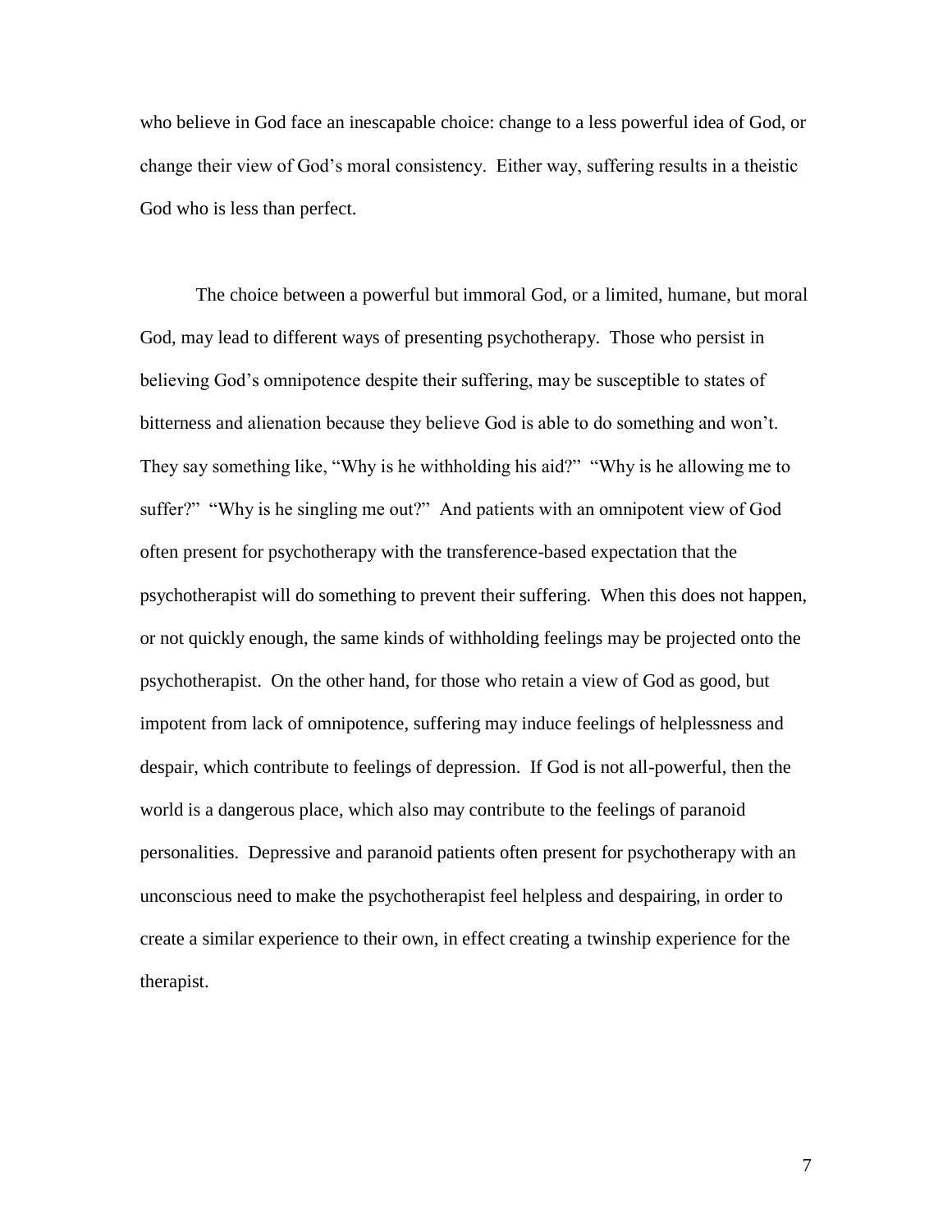who believe in God face an inescapable choice: change to a less powerful idea of God, or change their view of God's moral consistency. Either way, suffering results in a theistic God who is less than perfect.

The choice between a powerful but immoral God, or a limited, humane, but moral God, may lead to different ways of presenting psychotherapy. Those who persist in believing God's omnipotence despite their suffering, may be susceptible to states of bitterness and alienation because they believe God is able to do something and won't. They say something like, "Why is he withholding his aid?" "Why is he allowing me to suffer?" "Why is he singling me out?" And patients with an omnipotent view of God often present for psychotherapy with the transference-based expectation that the psychotherapist will do something to prevent their suffering. When this does not happen, or not quickly enough, the same kinds of withholding feelings may be projected onto the psychotherapist. On the other hand, for those who retain a view of God as good, but impotent from lack of omnipotence, suffering may induce feelings of helplessness and despair, which contribute to feelings of depression. If God is not all-powerful, then the world is a dangerous place, which also may contribute to the feelings of paranoid personalities. Depressive and paranoid patients often present for psychotherapy with an unconscious need to make the psychotherapist feel helpless and despairing, in order to create a similar experience to their own, in effect creating a twinship experience for the therapist.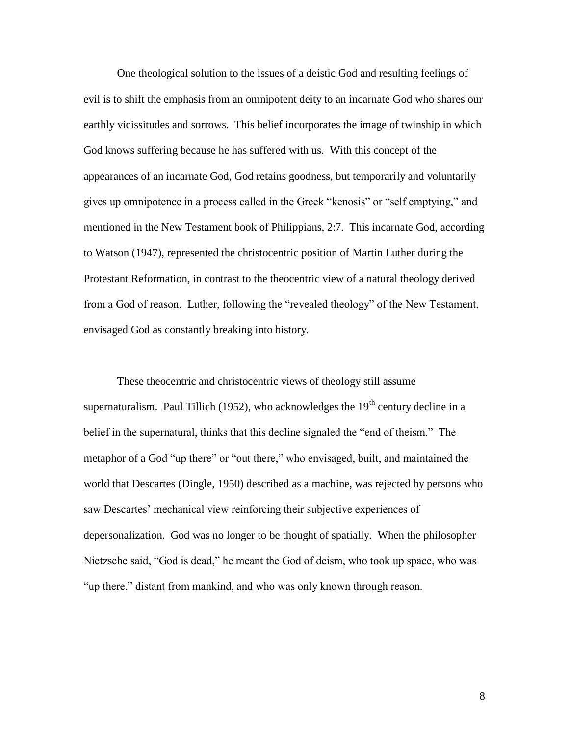One theological solution to the issues of a deistic God and resulting feelings of evil is to shift the emphasis from an omnipotent deity to an incarnate God who shares our earthly vicissitudes and sorrows. This belief incorporates the image of twinship in which God knows suffering because he has suffered with us. With this concept of the appearances of an incarnate God, God retains goodness, but temporarily and voluntarily gives up omnipotence in a process called in the Greek "kenosis" or "self emptying," and mentioned in the New Testament book of Philippians, 2:7. This incarnate God, according to Watson (1947), represented the christocentric position of Martin Luther during the Protestant Reformation, in contrast to the theocentric view of a natural theology derived from a God of reason. Luther, following the "revealed theology" of the New Testament, envisaged God as constantly breaking into history.

These theocentric and christocentric views of theology still assume supernaturalism. Paul Tillich (1952), who acknowledges the 19th century decline in a belief in the supernatural, thinks that this decline signaled the "end of theism." The metaphor of a God "up there" or "out there," who envisaged, built, and maintained the world that Descartes (Dingle, 1950) described as a machine, was rejected by persons who saw Descartes' mechanical view reinforcing their subjective experiences of depersonalization. God was no longer to be thought of spatially. When the philosopher Nietzsche said, "God is dead," he meant the God of deism, who took up space, who was "up there," distant from mankind, and who was only known through reason.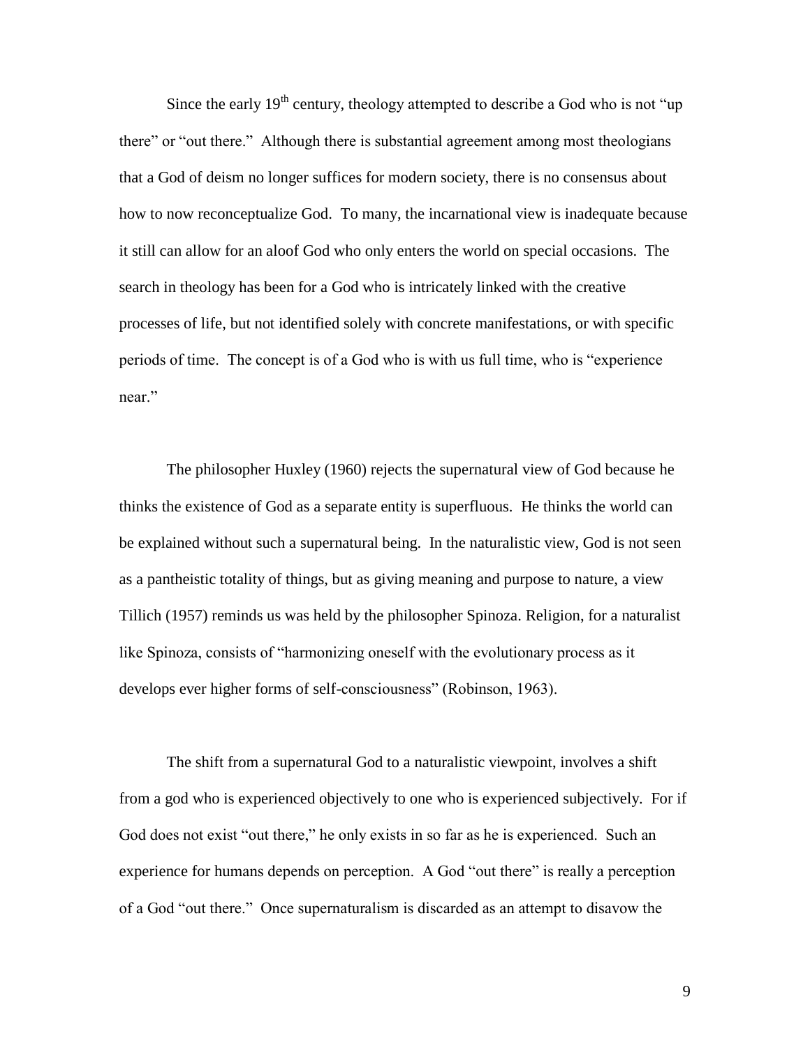Since the early 19th century, theology attempted to describe a God who is not "up there" or "out there." Although there is substantial agreement among most theologians that a God of deism no longer suffices for modern society, there is no consensus about how to now reconceptualize God. To many, the incarnational view is inadequate because it still can allow for an aloof God who only enters the world on special occasions. The search in theology has been for a God who is intricately linked with the creative processes of life, but not identified solely with concrete manifestations, or with specific periods of time. The concept is of a God who is with us full time, who is "experience near."

The philosopher Huxley (1960) rejects the supernatural view of God because he thinks the existence of God as a separate entity is superfluous. He thinks the world can be explained without such a supernatural being. In the naturalistic view, God is not seen as a pantheistic totality of things, but as giving meaning and purpose to nature, a view Tillich (1957) reminds us was held by the philosopher Spinoza. Religion, for a naturalist like Spinoza, consists of "harmonizing oneself with the evolutionary process as it develops ever higher forms of self-consciousness" (Robinson, 1963).

The shift from a supernatural God to a naturalistic viewpoint, involves a shift from a god who is experienced objectively to one who is experienced subjectively. For if God does not exist "out there," he only exists in so far as he is experienced. Such an experience for humans depends on perception. A God "out there" is really a perception of a God "out there." Once supernaturalism is discarded as an attempt to disavow the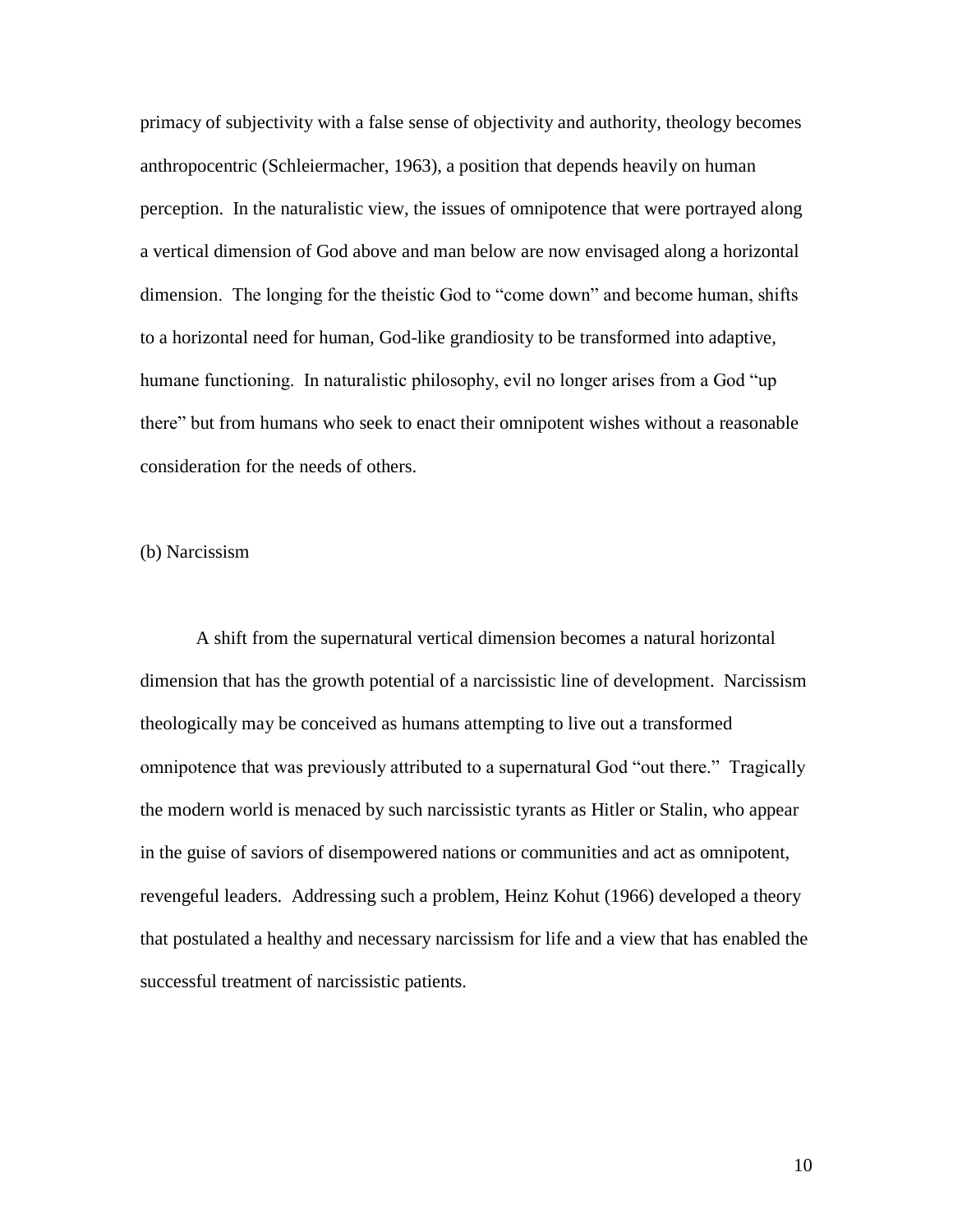primacy of subjectivity with a false sense of objectivity and authority, theology becomes anthropocentric (Schleiermacher, 1963), a position that depends heavily on human perception. In the naturalistic view, the issues of omnipotence that were portrayed along a vertical dimension of God above and man below are now envisaged along a horizontal dimension. The longing for the theistic God to "come down" and become human, shifts to a horizontal need for human, God-like grandiosity to be transformed into adaptive, humane functioning. In naturalistic philosophy, evil no longer arises from a God "up there" but from humans who seek to enact their omnipotent wishes without a reasonable consideration for the needs of others.

(b) Narcissism

A shift from the supernatural vertical dimension becomes a natural horizontal dimension that has the growth potential of a narcissistic line of development. Narcissism theologically may be conceived as humans attempting to live out a transformed omnipotence that was previously attributed to a supernatural God "out there." Tragically the modern world is menaced by such narcissistic tyrants as Hitler or Stalin, who appear in the guise of saviors of disempowered nations or communities and act as omnipotent, revengeful leaders. Addressing such a problem, Heinz Kohut (1966) developed a theory that postulated a healthy and necessary narcissism for life and a view that has enabled the successful treatment of narcissistic patients.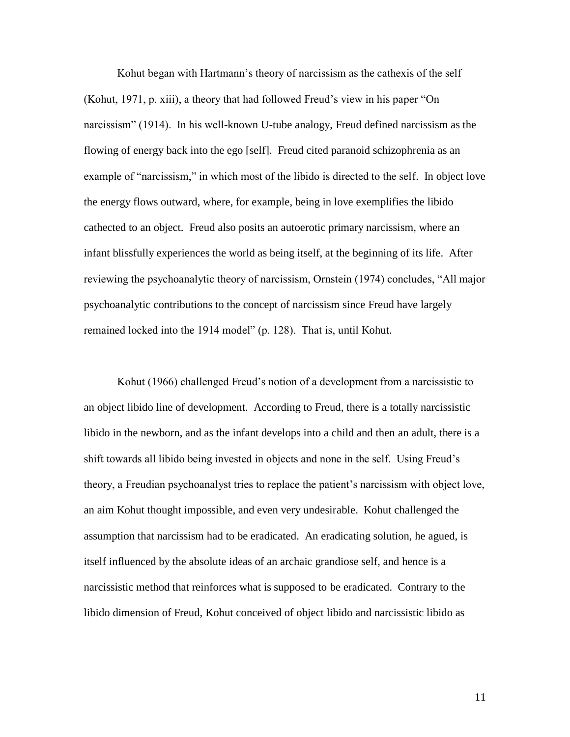Kohut began with Hartmann's theory of narcissism as the cathexis of the self (Kohut, 1971, p. xiii), a theory that had followed Freud's view in his paper "On narcissism" (1914). In his well-known U-tube analogy, Freud defined narcissism as the flowing of energy back into the ego [self]. Freud cited paranoid schizophrenia as an example of "narcissism," in which most of the libido is directed to the self. In object love the energy flows outward, where, for example, being in love exemplifies the libido cathected to an object. Freud also posits an autoerotic primary narcissism, where an infant blissfully experiences the world as being itself, at the beginning of its life. After reviewing the psychoanalytic theory of narcissism, Ornstein (1974) concludes, "All major psychoanalytic contributions to the concept of narcissism since Freud have largely remained locked into the 1914 model" (p. 128). That is, until Kohut.

Kohut (1966) challenged Freud's notion of a development from a narcissistic to an object libido line of development. According to Freud, there is a totally narcissistic libido in the newborn, and as the infant develops into a child and then an adult, there is a shift towards all libido being invested in objects and none in the self. Using Freud's theory, a Freudian psychoanalyst tries to replace the patient's narcissism with object love, an aim Kohut thought impossible, and even very undesirable. Kohut challenged the assumption that narcissism had to be eradicated. An eradicating solution, he agued, is itself influenced by the absolute ideas of an archaic grandiose self, and hence is a narcissistic method that reinforces what is supposed to be eradicated. Contrary to the libido dimension of Freud, Kohut conceived of object libido and narcissistic libido as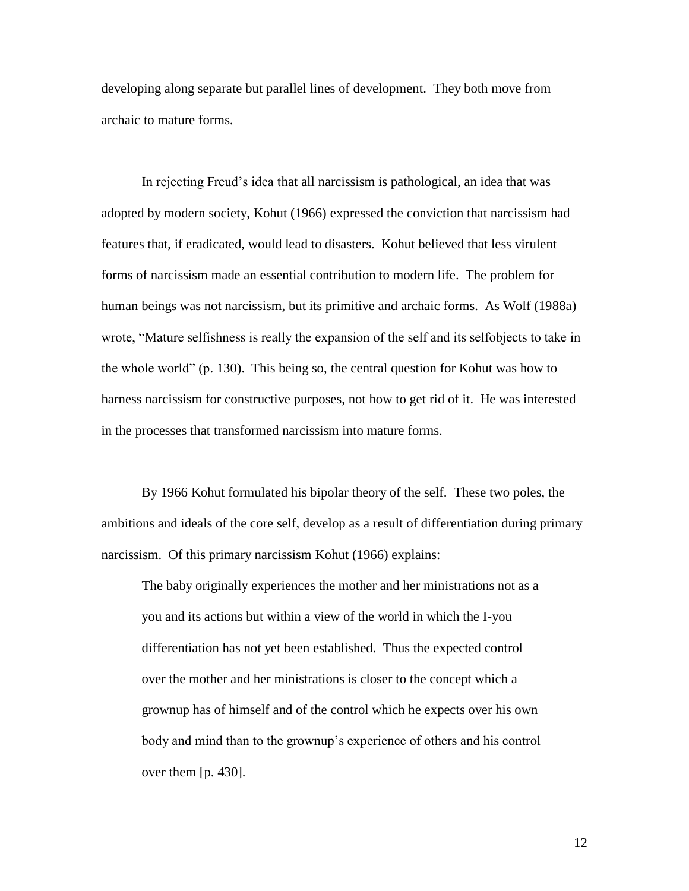developing along separate but parallel lines of development. They both move from archaic to mature forms.

In rejecting Freud's idea that all narcissism is pathological, an idea that was adopted by modern society, Kohut (1966) expressed the conviction that narcissism had features that, if eradicated, would lead to disasters. Kohut believed that less virulent forms of narcissism made an essential contribution to modern life. The problem for human beings was not narcissism, but its primitive and archaic forms. As Wolf (1988a) wrote, "Mature selfishness is really the expansion of the self and its selfobjects to take in the whole world" (p. 130). This being so, the central question for Kohut was how to harness narcissism for constructive purposes, not how to get rid of it. He was interested in the processes that transformed narcissism into mature forms.

By 1966 Kohut formulated his bipolar theory of the self. These two poles, the ambitions and ideals of the core self, develop as a result of differentiation during primary narcissism. Of this primary narcissism Kohut (1966) explains:

> The baby originally experiences the mother and her ministrations not as a you and its actions but within a view of the world in which the I-you differentiation has not yet been established. Thus the expected control over the mother and her ministrations is closer to the concept which a grownup has of himself and of the control which he expects over his own body and mind than to the grownup's experience of others and his control over them [p. 430].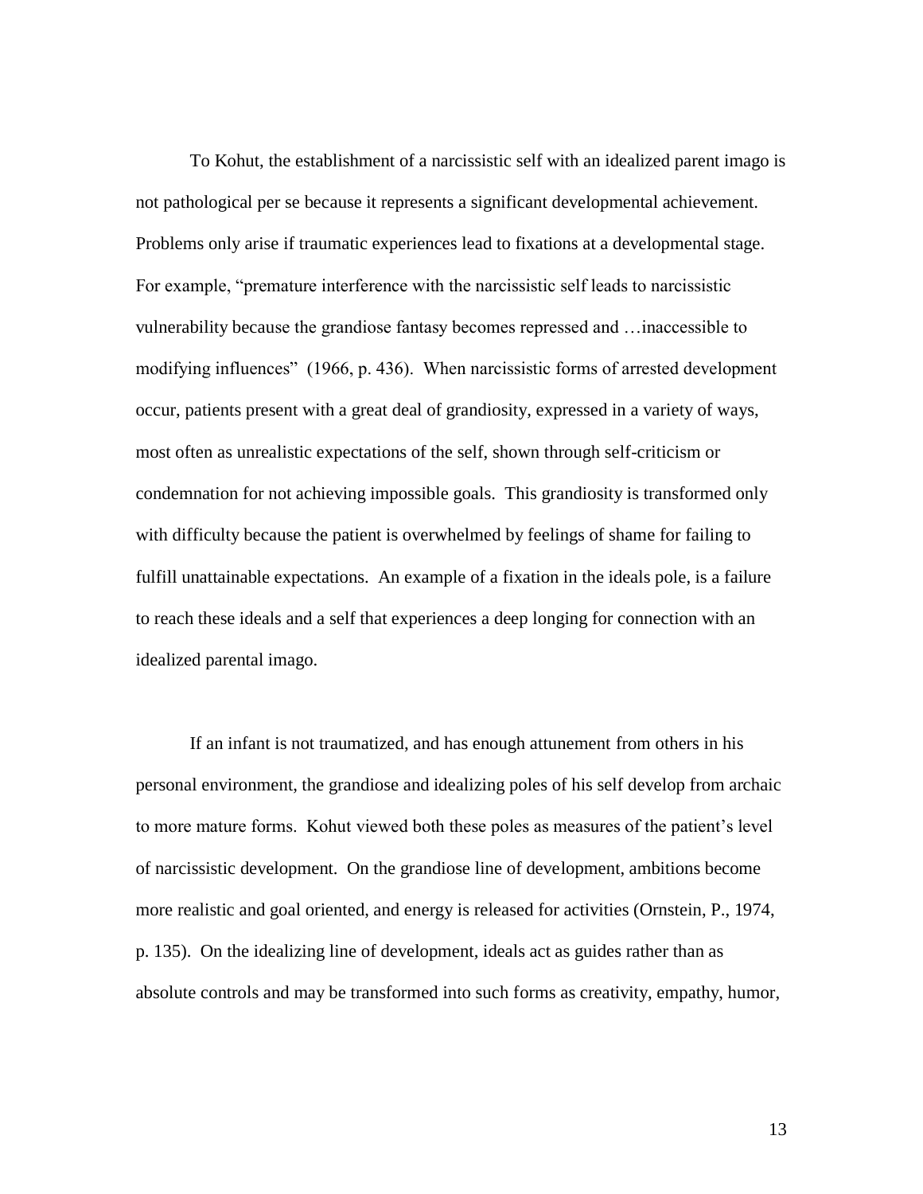To Kohut, the establishment of a narcissistic self with an idealized parent imago is not pathological per se because it represents a significant developmental achievement. Problems only arise if traumatic experiences lead to fixations at a developmental stage. For example, "premature interference with the narcissistic self leads to narcissistic vulnerability because the grandiose fantasy becomes repressed and …inaccessible to modifying influences" (1966, p. 436). When narcissistic forms of arrested development occur, patients present with a great deal of grandiosity, expressed in a variety of ways, most often as unrealistic expectations of the self, shown through self-criticism or condemnation for not achieving impossible goals. This grandiosity is transformed only with difficulty because the patient is overwhelmed by feelings of shame for failing to fulfill unattainable expectations. An example of a fixation in the ideals pole, is a failure to reach these ideals and a self that experiences a deep longing for connection with an idealized parental imago.

If an infant is not traumatized, and has enough attunement from others in his personal environment, the grandiose and idealizing poles of his self develop from archaic to more mature forms. Kohut viewed both these poles as measures of the patient's level of narcissistic development. On the grandiose line of development, ambitions become more realistic and goal oriented, and energy is released for activities (Ornstein, P., 1974, p. 135). On the idealizing line of development, ideals act as guides rather than as absolute controls and may be transformed into such forms as creativity, empathy, humor,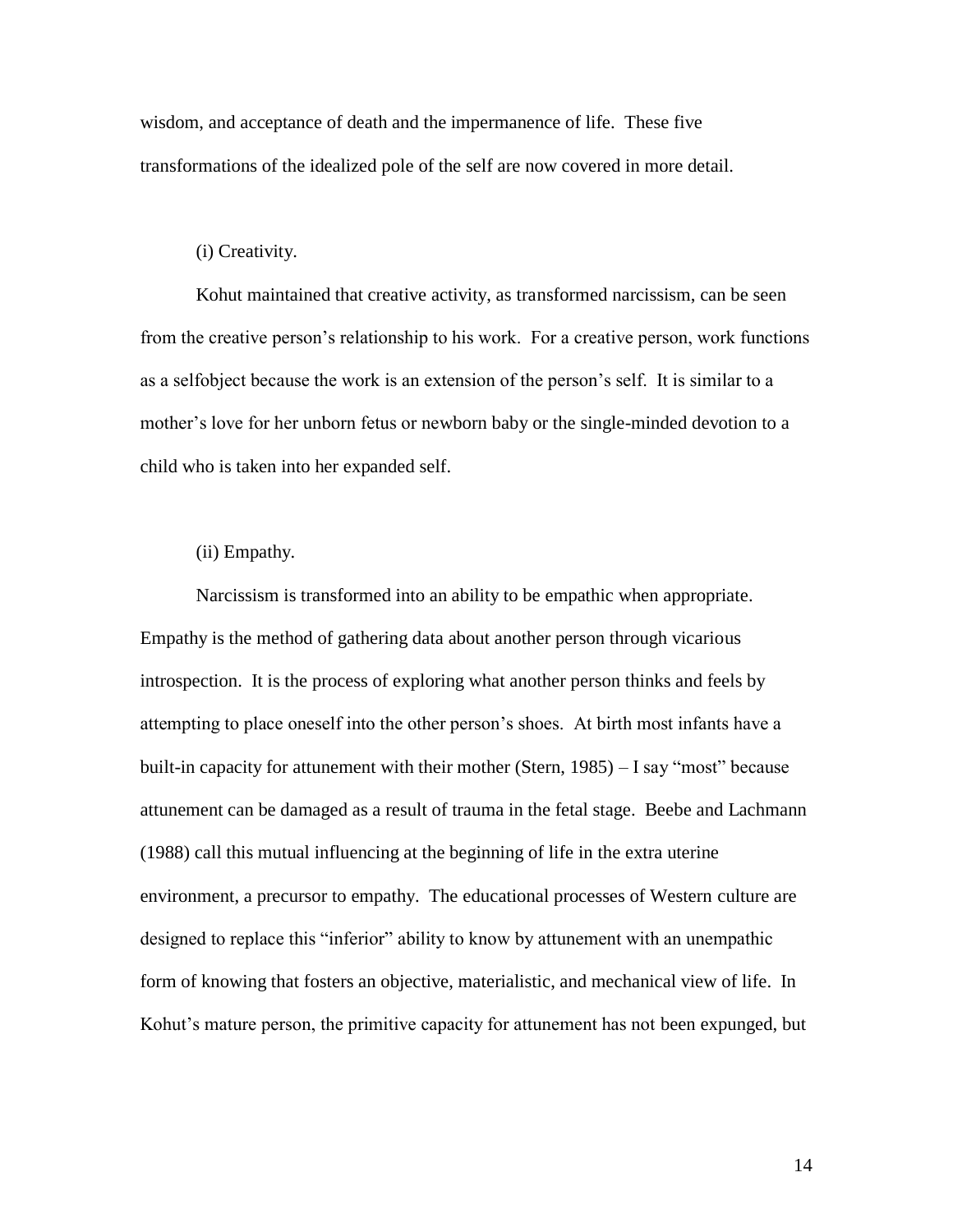wisdom, and acceptance of death and the impermanence of life. These five transformations of the idealized pole of the self are now covered in more detail.

(i) Creativity.

Kohut maintained that creative activity, as transformed narcissism, can be seen from the creative person's relationship to his work. For a creative person, work functions as a selfobject because the work is an extension of the person's self. It is similar to a mother's love for her unborn fetus or newborn baby or the single-minded devotion to a child who is taken into her expanded self.

(ii) Empathy.

Narcissism is transformed into an ability to be empathic when appropriate. Empathy is the method of gathering data about another person through vicarious introspection. It is the process of exploring what another person thinks and feels by attempting to place oneself into the other person's shoes. At birth most infants have a built-in capacity for attunement with their mother (Stern, 1985) – I say "most" because attunement can be damaged as a result of trauma in the fetal stage. Beebe and Lachmann (1988) call this mutual influencing at the beginning of life in the extra uterine environment, a precursor to empathy. The educational processes of Western culture are designed to replace this "inferior" ability to know by attunement with an unempathic form of knowing that fosters an objective, materialistic, and mechanical view of life. In Kohut's mature person, the primitive capacity for attunement has not been expunged, but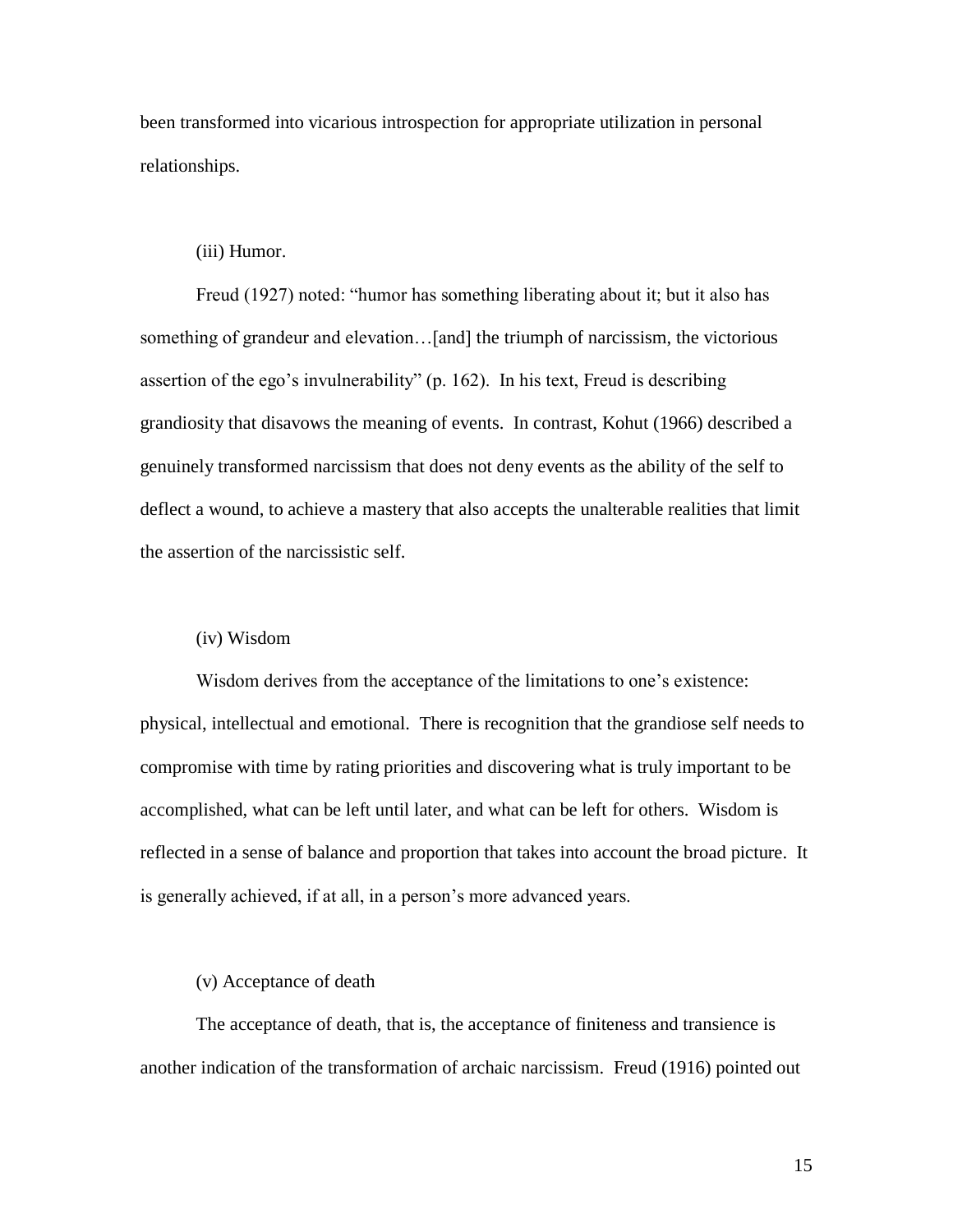been transformed into vicarious introspection for appropriate utilization in personal relationships.

(iii) Humor.

Freud (1927) noted: "humor has something liberating about it; but it also has something of grandeur and elevation…[and] the triumph of narcissism, the victorious assertion of the ego's invulnerability" (p. 162). In his text, Freud is describing grandiosity that disavows the meaning of events. In contrast, Kohut (1966) described a genuinely transformed narcissism that does not deny events as the ability of the self to deflect a wound, to achieve a mastery that also accepts the unalterable realities that limit the assertion of the narcissistic self.

(iv) Wisdom

Wisdom derives from the acceptance of the limitations to one's existence: physical, intellectual and emotional. There is recognition that the grandiose self needs to compromise with time by rating priorities and discovering what is truly important to be accomplished, what can be left until later, and what can be left for others. Wisdom is reflected in a sense of balance and proportion that takes into account the broad picture. It is generally achieved, if at all, in a person's more advanced years.

(v) Acceptance of death

The acceptance of death, that is, the acceptance of finiteness and transience is another indication of the transformation of archaic narcissism. Freud (1916) pointed out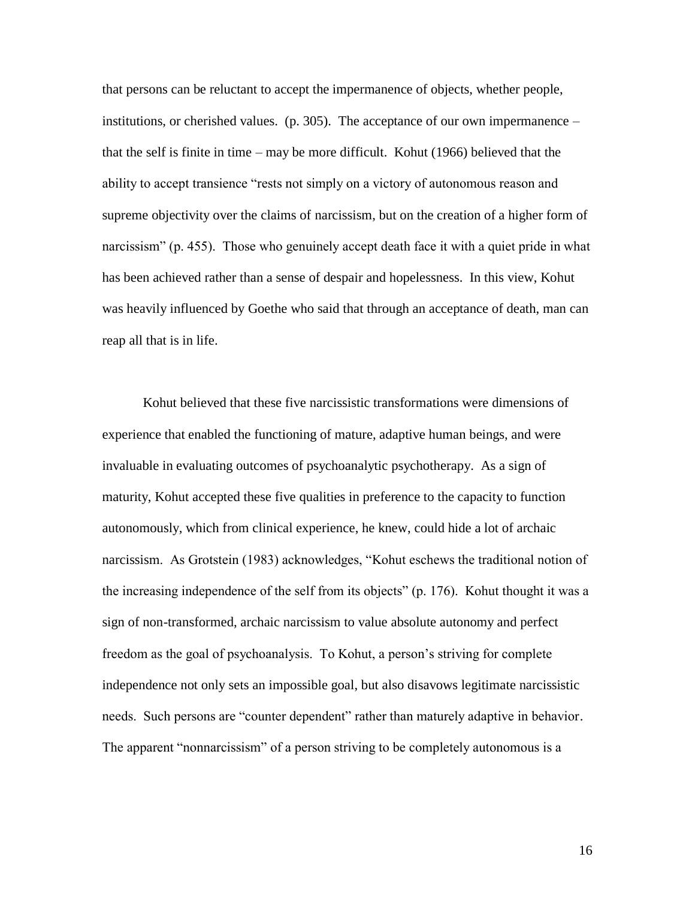that persons can be reluctant to accept the impermanence of objects, whether people, institutions, or cherished values. (p. 305). The acceptance of our own impermanence – that the self is finite in time – may be more difficult. Kohut (1966) believed that the ability to accept transience "rests not simply on a victory of autonomous reason and supreme objectivity over the claims of narcissism, but on the creation of a higher form of narcissism" (p. 455). Those who genuinely accept death face it with a quiet pride in what has been achieved rather than a sense of despair and hopelessness. In this view, Kohut was heavily influenced by Goethe who said that through an acceptance of death, man can reap all that is in life.

Kohut believed that these five narcissistic transformations were dimensions of experience that enabled the functioning of mature, adaptive human beings, and were invaluable in evaluating outcomes of psychoanalytic psychotherapy. As a sign of maturity, Kohut accepted these five qualities in preference to the capacity to function autonomously, which from clinical experience, he knew, could hide a lot of archaic narcissism. As Grotstein (1983) acknowledges, "Kohut eschews the traditional notion of the increasing independence of the self from its objects" (p. 176). Kohut thought it was a sign of non-transformed, archaic narcissism to value absolute autonomy and perfect freedom as the goal of psychoanalysis. To Kohut, a person's striving for complete independence not only sets an impossible goal, but also disavows legitimate narcissistic needs. Such persons are "counter dependent" rather than maturely adaptive in behavior. The apparent "nonnarcissism" of a person striving to be completely autonomous is a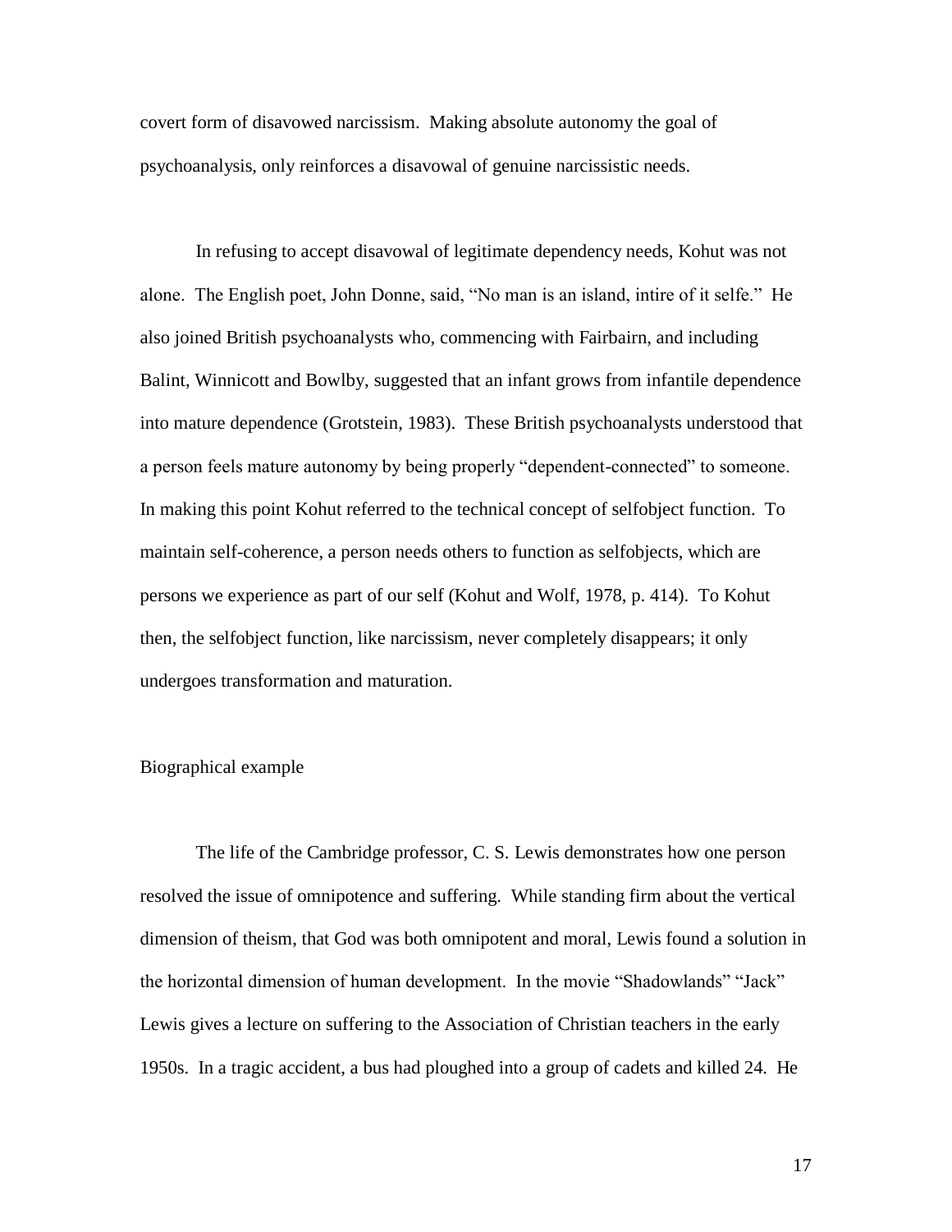covert form of disavowed narcissism. Making absolute autonomy the goal of psychoanalysis, only reinforces a disavowal of genuine narcissistic needs.

In refusing to accept disavowal of legitimate dependency needs, Kohut was not alone. The English poet, John Donne, said, "No man is an island, intire of it selfe." He also joined British psychoanalysts who, commencing with Fairbairn, and including Balint, Winnicott and Bowlby, suggested that an infant grows from infantile dependence into mature dependence (Grotstein, 1983). These British psychoanalysts understood that a person feels mature autonomy by being properly "dependent-connected" to someone. In making this point Kohut referred to the technical concept of selfobject function. To maintain self-coherence, a person needs others to function as selfobjects, which are persons we experience as part of our self (Kohut and Wolf, 1978, p. 414). To Kohut then, the selfobject function, like narcissism, never completely disappears; it only undergoes transformation and maturation.

## Biographical example

The life of the Cambridge professor, C. S. Lewis demonstrates how one person resolved the issue of omnipotence and suffering. While standing firm about the vertical dimension of theism, that God was both omnipotent and moral, Lewis found a solution in the horizontal dimension of human development. In the movie "Shadowlands" "Jack" Lewis gives a lecture on suffering to the Association of Christian teachers in the early 1950s. In a tragic accident, a bus had ploughed into a group of cadets and killed 24. He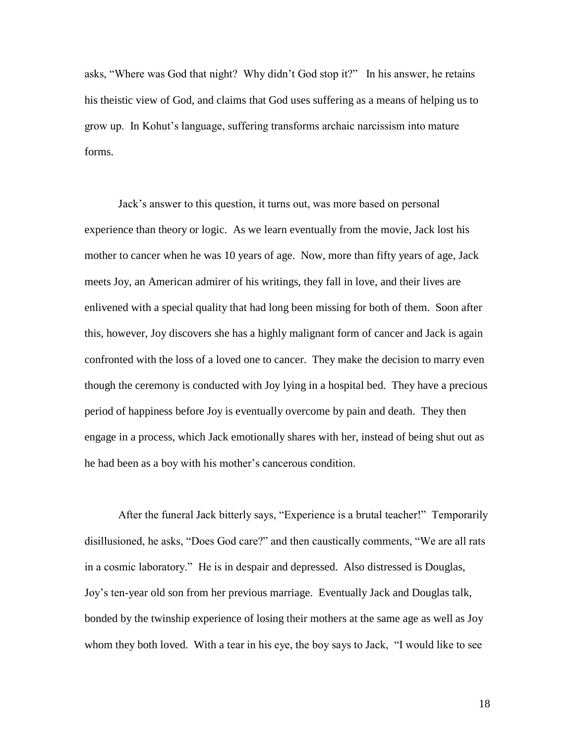asks, "Where was God that night? Why didn't God stop it?" In his answer, he retains his theistic view of God, and claims that God uses suffering as a means of helping us to grow up. In Kohut's language, suffering transforms archaic narcissism into mature forms.

Jack's answer to this question, it turns out, was more based on personal experience than theory or logic. As we learn eventually from the movie, Jack lost his mother to cancer when he was 10 years of age. Now, more than fifty years of age, Jack meets Joy, an American admirer of his writings, they fall in love, and their lives are enlivened with a special quality that had long been missing for both of them. Soon after this, however, Joy discovers she has a highly malignant form of cancer and Jack is again confronted with the loss of a loved one to cancer. They make the decision to marry even though the ceremony is conducted with Joy lying in a hospital bed. They have a precious period of happiness before Joy is eventually overcome by pain and death. They then engage in a process, which Jack emotionally shares with her, instead of being shut out as he had been as a boy with his mother's cancerous condition.

After the funeral Jack bitterly says, "Experience is a brutal teacher!" Temporarily disillusioned, he asks, "Does God care?" and then caustically comments, "We are all rats in a cosmic laboratory." He is in despair and depressed. Also distressed is Douglas, Joy's ten-year old son from her previous marriage. Eventually Jack and Douglas talk, bonded by the twinship experience of losing their mothers at the same age as well as Joy whom they both loved. With a tear in his eye, the boy says to Jack, "I would like to see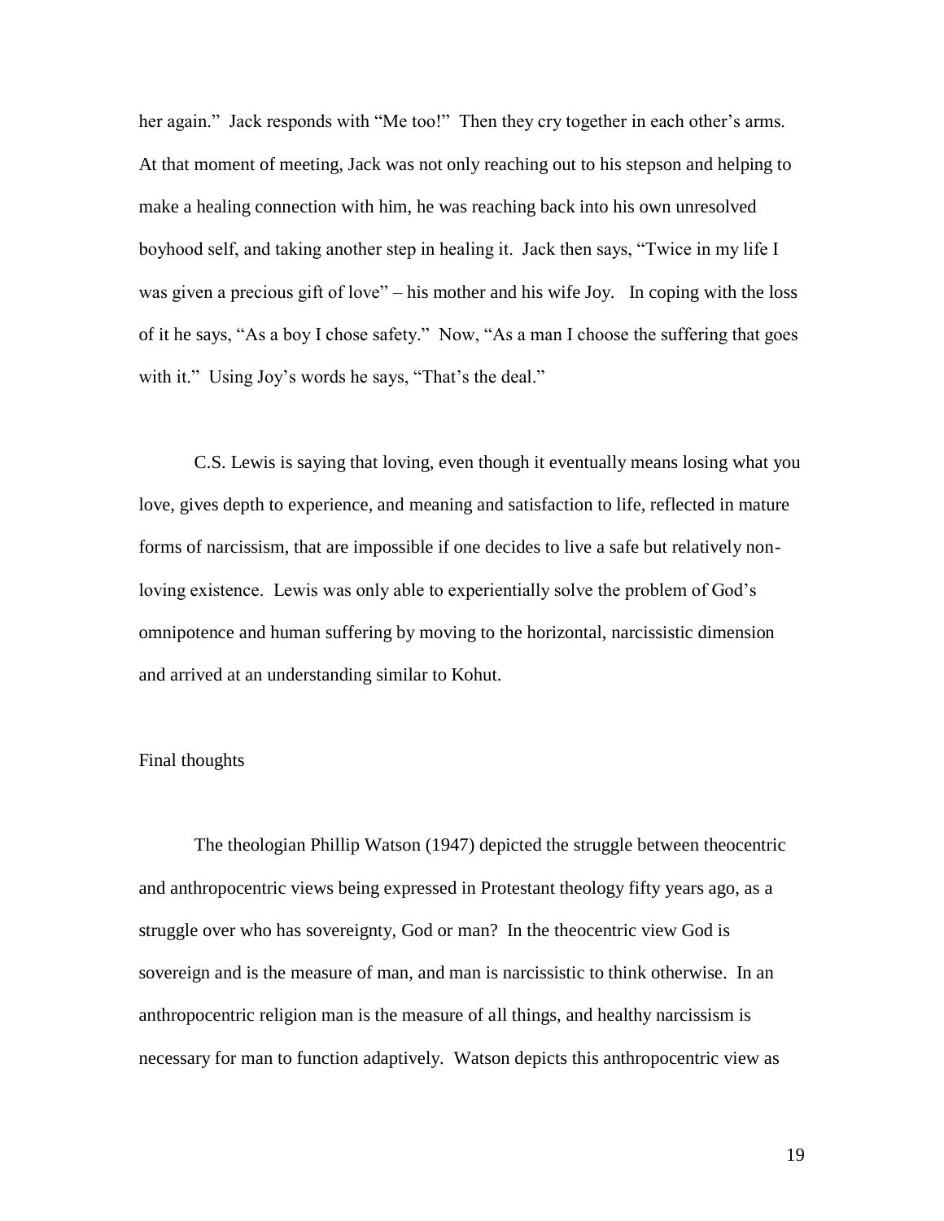her again." Jack responds with "Me too!" Then they cry together in each other's arms. At that moment of meeting, Jack was not only reaching out to his stepson and helping to make a healing connection with him, he was reaching back into his own unresolved boyhood self, and taking another step in healing it. Jack then says, "Twice in my life I was given a precious gift of love" – his mother and his wife Joy. In coping with the loss of it he says, "As a boy I chose safety." Now, "As a man I choose the suffering that goes with it." Using Joy's words he says, "That's the deal."

C.S. Lewis is saying that loving, even though it eventually means losing what you love, gives depth to experience, and meaning and satisfaction to life, reflected in mature forms of narcissism, that are impossible if one decides to live a safe but relatively non-loving existence. Lewis was only able to experientially solve the problem of God's omnipotence and human suffering by moving to the horizontal, narcissistic dimension and arrived at an understanding similar to Kohut.

## Final thoughts

The theologian Phillip Watson (1947) depicted the struggle between theocentric and anthropocentric views being expressed in Protestant theology fifty years ago, as a struggle over who has sovereignty, God or man? In the theocentric view God is sovereign and is the measure of man, and man is narcissistic to think otherwise. In an anthropocentric religion man is the measure of all things, and healthy narcissism is necessary for man to function adaptively. Watson depicts this anthropocentric view as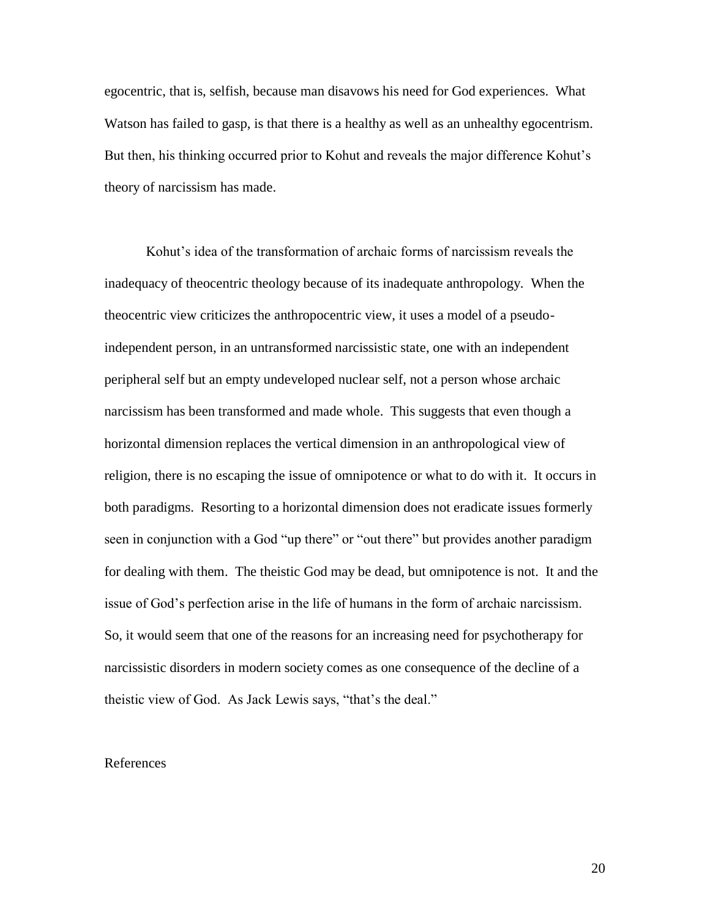egocentric, that is, selfish, because man disavows his need for God experiences. What Watson has failed to gasp, is that there is a healthy as well as an unhealthy egocentrism. But then, his thinking occurred prior to Kohut and reveals the major difference Kohut's theory of narcissism has made.

Kohut's idea of the transformation of archaic forms of narcissism reveals the inadequacy of theocentric theology because of its inadequate anthropology. When the theocentric view criticizes the anthropocentric view, it uses a model of a pseudo-independent person, in an untransformed narcissistic state, one with an independent peripheral self but an empty undeveloped nuclear self, not a person whose archaic narcissism has been transformed and made whole. This suggests that even though a horizontal dimension replaces the vertical dimension in an anthropological view of religion, there is no escaping the issue of omnipotence or what to do with it. It occurs in both paradigms. Resorting to a horizontal dimension does not eradicate issues formerly seen in conjunction with a God "up there" or "out there" but provides another paradigm for dealing with them. The theistic God may be dead, but omnipotence is not. It and the issue of God's perfection arise in the life of humans in the form of archaic narcissism. So, it would seem that one of the reasons for an increasing need for psychotherapy for narcissistic disorders in modern society comes as one consequence of the decline of a theistic view of God. As Jack Lewis says, "that's the deal."

References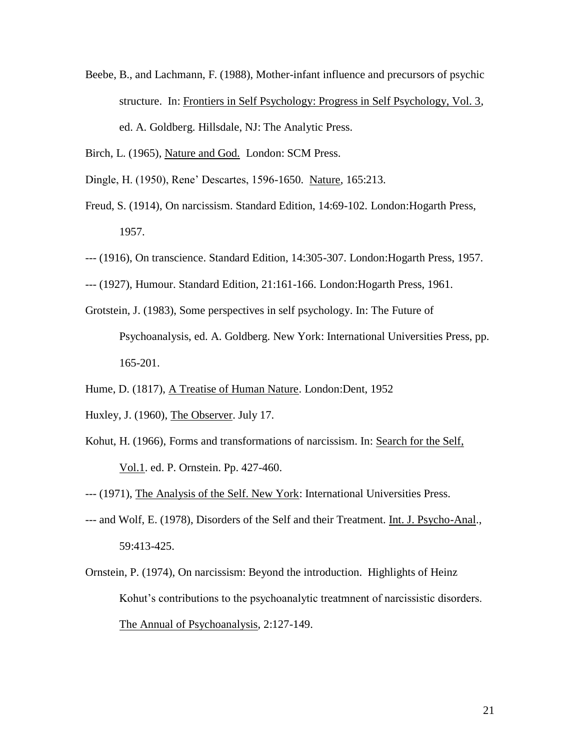Beebe, B., and Lachmann, F. (1988), Mother-infant influence and precursors of psychic structure. In: Frontiers in Self Psychology: Progress in Self Psychology, Vol. 3, ed. A. Goldberg. Hillsdale, NJ: The Analytic Press.

Birch, L. (1965), Nature and God. London: SCM Press.

Dingle, H. (1950), Rene' Descartes, 1596-1650. Nature, 165:213.

Freud, S. (1914), On narcissism. Standard Edition, 14:69-102. London:Hogarth Press, 1957.

--- (1916), On transcience. Standard Edition, 14:305-307. London:Hogarth Press, 1957.

--- (1927), Humour. Standard Edition, 21:161-166. London:Hogarth Press, 1961.

Grotstein, J. (1983), Some perspectives in self psychology. In: The Future of Psychoanalysis, ed. A. Goldberg. New York: International Universities Press, pp. 165-201.

Hume, D. (1817), A Treatise of Human Nature. London:Dent, 1952

Huxley, J. (1960), The Observer. July 17.

Kohut, H. (1966), Forms and transformations of narcissism. In: Search for the Self, Vol.1. ed. P. Ornstein. Pp. 427-460.

--- (1971), The Analysis of the Self. New York: International Universities Press.

--- and Wolf, E. (1978), Disorders of the Self and their Treatment. Int. J. Psycho-Anal., 59:413-425.

Ornstein, P. (1974), On narcissism: Beyond the introduction. Highlights of Heinz Kohut's contributions to the psychoanalytic treatmnent of narcissistic disorders. The Annual of Psychoanalysis, 2:127-149.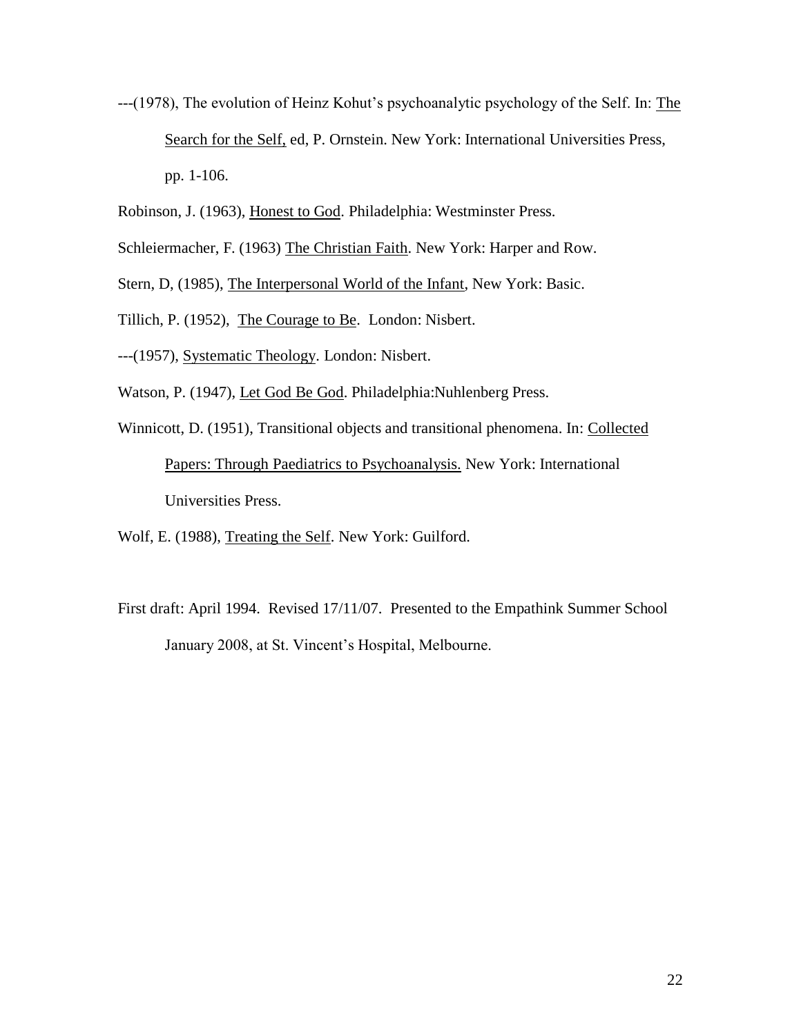---(1978), The evolution of Heinz Kohut's psychoanalytic psychology of the Self. In: The Search for the Self, ed, P. Ornstein. New York: International Universities Press, pp. 1-106.

Robinson, J. (1963), Honest to God. Philadelphia: Westminster Press.

Schleiermacher, F. (1963) The Christian Faith. New York: Harper and Row.

Stern, D, (1985), The Interpersonal World of the Infant, New York: Basic.

Tillich, P. (1952), The Courage to Be. London: Nisbert.

---(1957), Systematic Theology. London: Nisbert.

Watson, P. (1947), Let God Be God. Philadelphia:Nuhlenberg Press.

Winnicott, D. (1951), Transitional objects and transitional phenomena. In: Collected Papers: Through Paediatrics to Psychoanalysis. New York: International Universities Press.

Wolf, E. (1988), Treating the Self. New York: Guilford.

First draft: April 1994. Revised 17/11/07. Presented to the Empathink Summer School January 2008, at St. Vincent's Hospital, Melbourne.